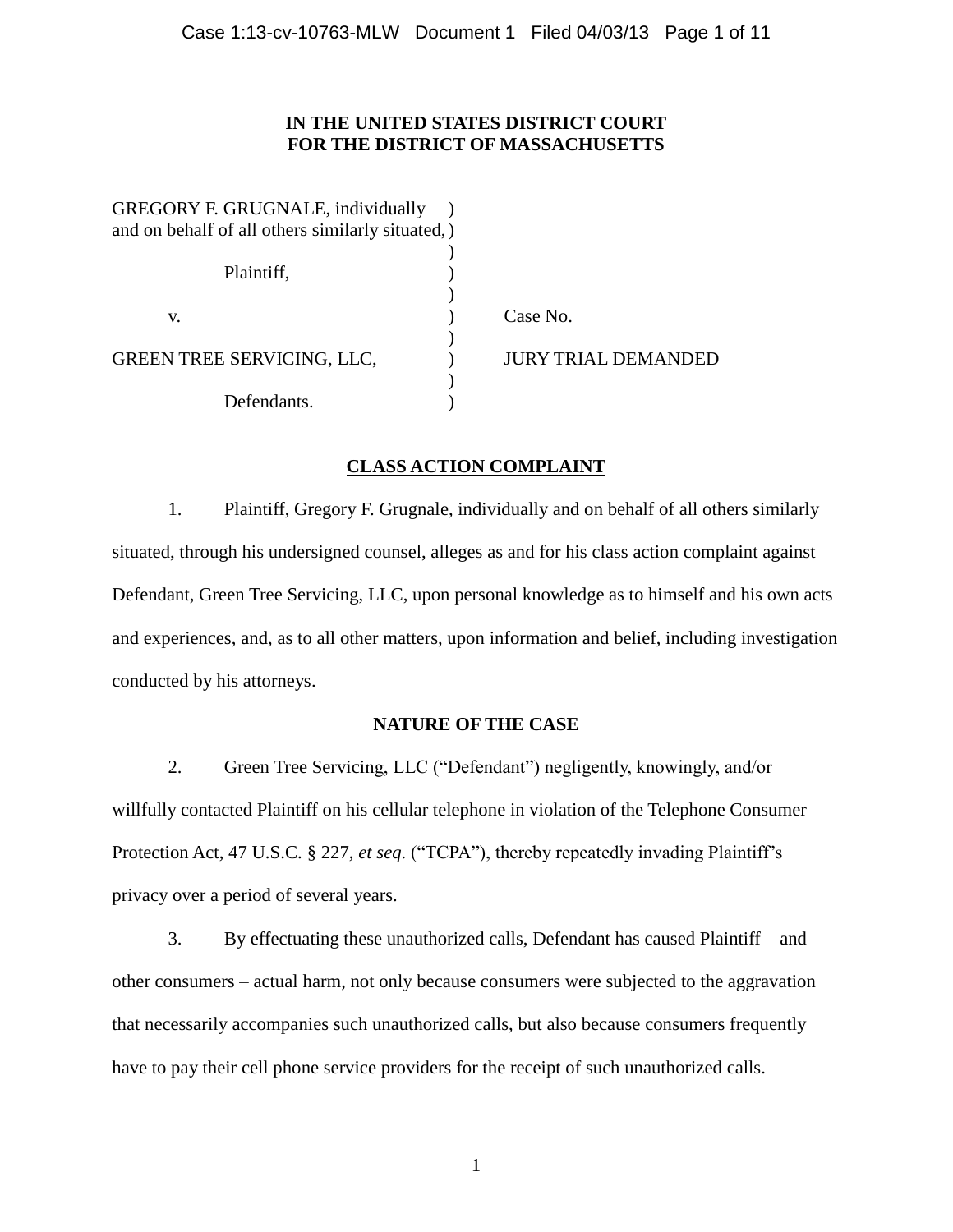**IN THE UNITED STATES DISTRICT COURT**
**FOR THE DISTRICT OF MASSACHUSETTS**

GREGORY F. GRUGNALE, individually and on behalf of all others similarly situated,

Plaintiff,

v.

GREEN TREE SERVICING, LLC,

Defendants.

Case No.

JURY TRIAL DEMANDED

## CLASS ACTION COMPLAINT

1. Plaintiff, Gregory F. Grugnale, individually and on behalf of all others similarly situated, through his undersigned counsel, alleges as and for his class action complaint against Defendant, Green Tree Servicing, LLC, upon personal knowledge as to himself and his own acts and experiences, and, as to all other matters, upon information and belief, including investigation conducted by his attorneys.

### NATURE OF THE CASE

2. Green Tree Servicing, LLC ("Defendant") negligently, knowingly, and/or willfully contacted Plaintiff on his cellular telephone in violation of the Telephone Consumer Protection Act, 47 U.S.C. § 227, *et seq*. ("TCPA"), thereby repeatedly invading Plaintiff's privacy over a period of several years.

3. By effectuating these unauthorized calls, Defendant has caused Plaintiff – and other consumers – actual harm, not only because consumers were subjected to the aggravation that necessarily accompanies such unauthorized calls, but also because consumers frequently have to pay their cell phone service providers for the receipt of such unauthorized calls.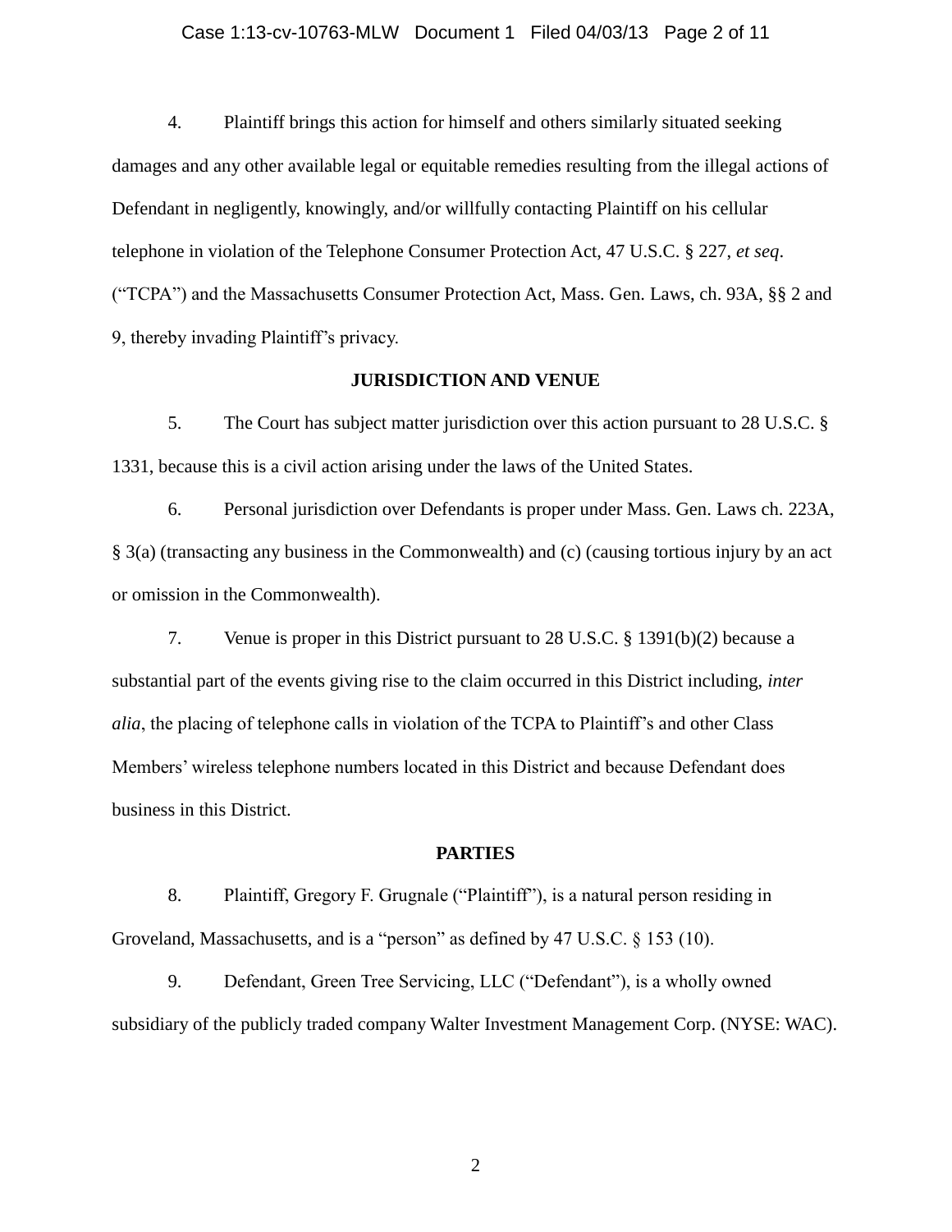4. Plaintiff brings this action for himself and others similarly situated seeking damages and any other available legal or equitable remedies resulting from the illegal actions of Defendant in negligently, knowingly, and/or willfully contacting Plaintiff on his cellular telephone in violation of the Telephone Consumer Protection Act, 47 U.S.C. § 227, *et seq*. ("TCPA") and the Massachusetts Consumer Protection Act, Mass. Gen. Laws, ch. 93A, §§ 2 and 9, thereby invading Plaintiff's privacy.

**JURISDICTION AND VENUE**

5. The Court has subject matter jurisdiction over this action pursuant to 28 U.S.C. § 1331, because this is a civil action arising under the laws of the United States.

6. Personal jurisdiction over Defendants is proper under Mass. Gen. Laws ch. 223A, § 3(a) (transacting any business in the Commonwealth) and (c) (causing tortious injury by an act or omission in the Commonwealth).

7. Venue is proper in this District pursuant to 28 U.S.C. § 1391(b)(2) because a substantial part of the events giving rise to the claim occurred in this District including, *inter alia*, the placing of telephone calls in violation of the TCPA to Plaintiff's and other Class Members' wireless telephone numbers located in this District and because Defendant does business in this District.

**PARTIES**

8. Plaintiff, Gregory F. Grugnale ("Plaintiff"), is a natural person residing in Groveland, Massachusetts, and is a "person" as defined by 47 U.S.C. § 153 (10).

9. Defendant, Green Tree Servicing, LLC ("Defendant"), is a wholly owned subsidiary of the publicly traded company Walter Investment Management Corp. (NYSE: WAC).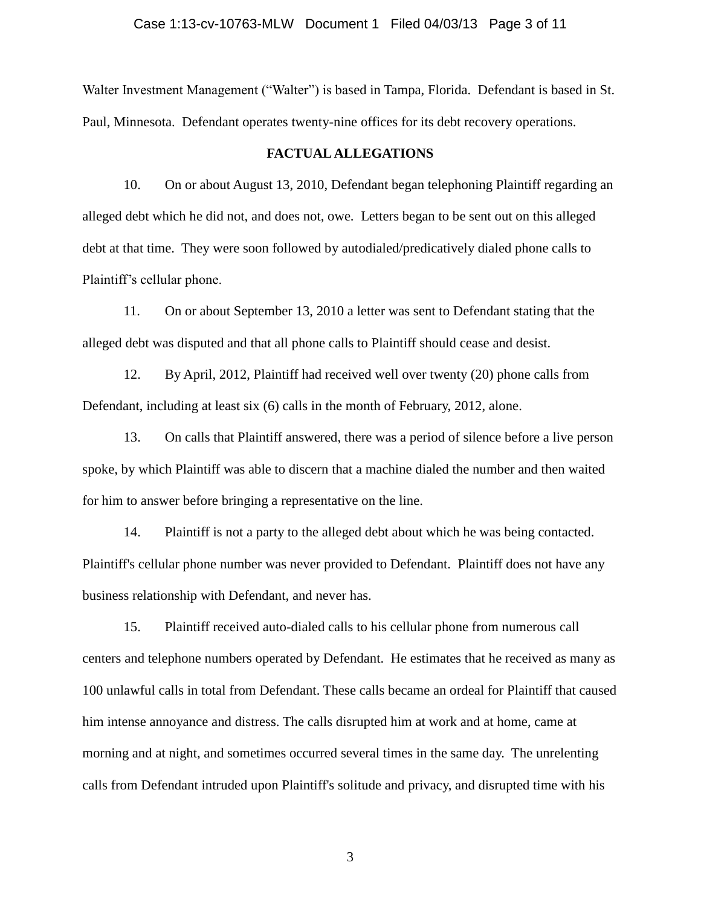Walter Investment Management ("Walter") is based in Tampa, Florida. Defendant is based in St. Paul, Minnesota. Defendant operates twenty-nine offices for its debt recovery operations.

## FACTUAL ALLEGATIONS

10. On or about August 13, 2010, Defendant began telephoning Plaintiff regarding an alleged debt which he did not, and does not, owe. Letters began to be sent out on this alleged debt at that time. They were soon followed by autodialed/predicatively dialed phone calls to Plaintiff's cellular phone.

11. On or about September 13, 2010 a letter was sent to Defendant stating that the alleged debt was disputed and that all phone calls to Plaintiff should cease and desist.

12. By April, 2012, Plaintiff had received well over twenty (20) phone calls from Defendant, including at least six (6) calls in the month of February, 2012, alone.

13. On calls that Plaintiff answered, there was a period of silence before a live person spoke, by which Plaintiff was able to discern that a machine dialed the number and then waited for him to answer before bringing a representative on the line.

14. Plaintiff is not a party to the alleged debt about which he was being contacted. Plaintiff's cellular phone number was never provided to Defendant. Plaintiff does not have any business relationship with Defendant, and never has.

15. Plaintiff received auto-dialed calls to his cellular phone from numerous call centers and telephone numbers operated by Defendant. He estimates that he received as many as 100 unlawful calls in total from Defendant. These calls became an ordeal for Plaintiff that caused him intense annoyance and distress. The calls disrupted him at work and at home, came at morning and at night, and sometimes occurred several times in the same day. The unrelenting calls from Defendant intruded upon Plaintiff's solitude and privacy, and disrupted time with his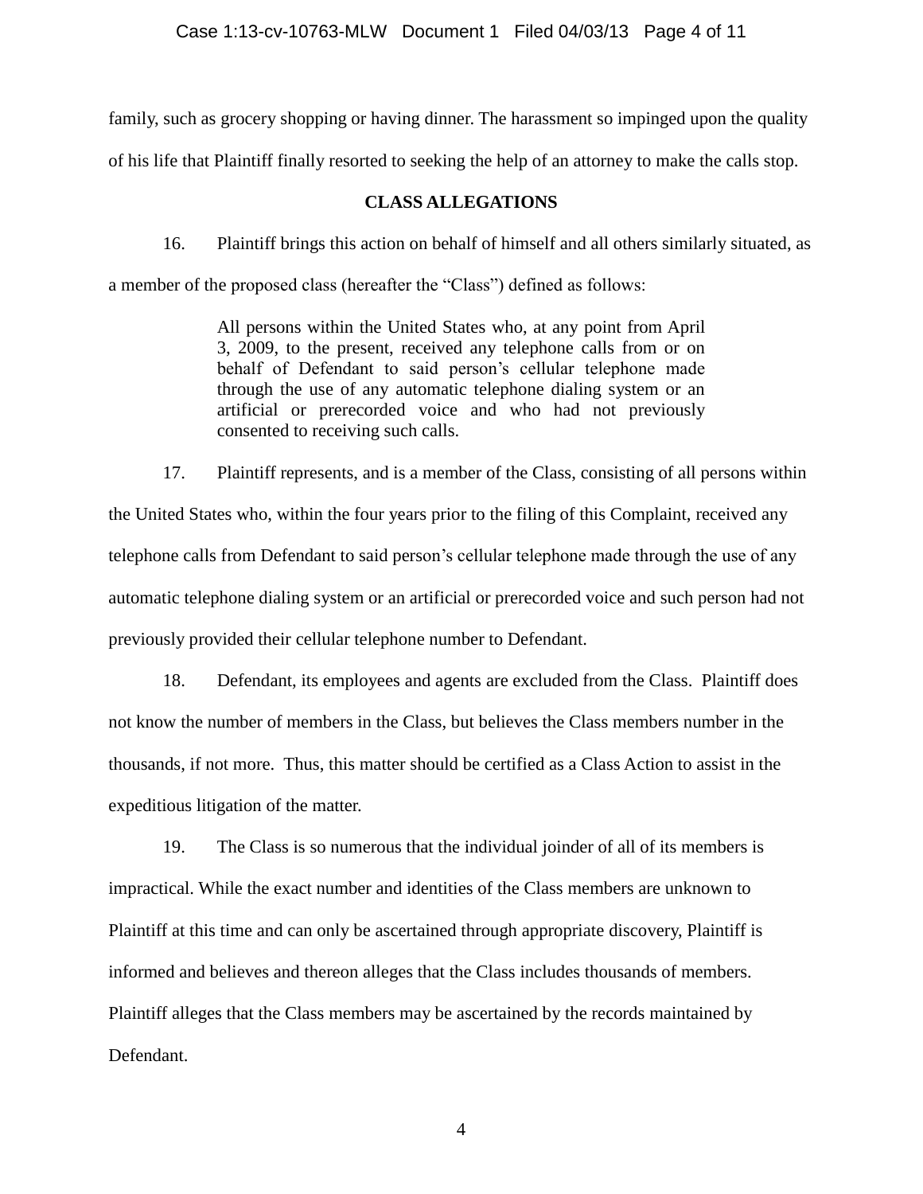family, such as grocery shopping or having dinner. The harassment so impinged upon the quality of his life that Plaintiff finally resorted to seeking the help of an attorney to make the calls stop.

**CLASS ALLEGATIONS**

16. Plaintiff brings this action on behalf of himself and all others similarly situated, as a member of the proposed class (hereafter the "Class") defined as follows:

> All persons within the United States who, at any point from April 3, 2009, to the present, received any telephone calls from or on behalf of Defendant to said person's cellular telephone made through the use of any automatic telephone dialing system or an artificial or prerecorded voice and who had not previously consented to receiving such calls.

17. Plaintiff represents, and is a member of the Class, consisting of all persons within the United States who, within the four years prior to the filing of this Complaint, received any telephone calls from Defendant to said person's cellular telephone made through the use of any automatic telephone dialing system or an artificial or prerecorded voice and such person had not previously provided their cellular telephone number to Defendant.

18. Defendant, its employees and agents are excluded from the Class. Plaintiff does not know the number of members in the Class, but believes the Class members number in the thousands, if not more. Thus, this matter should be certified as a Class Action to assist in the expeditious litigation of the matter.

19. The Class is so numerous that the individual joinder of all of its members is impractical. While the exact number and identities of the Class members are unknown to Plaintiff at this time and can only be ascertained through appropriate discovery, Plaintiff is informed and believes and thereon alleges that the Class includes thousands of members. Plaintiff alleges that the Class members may be ascertained by the records maintained by Defendant.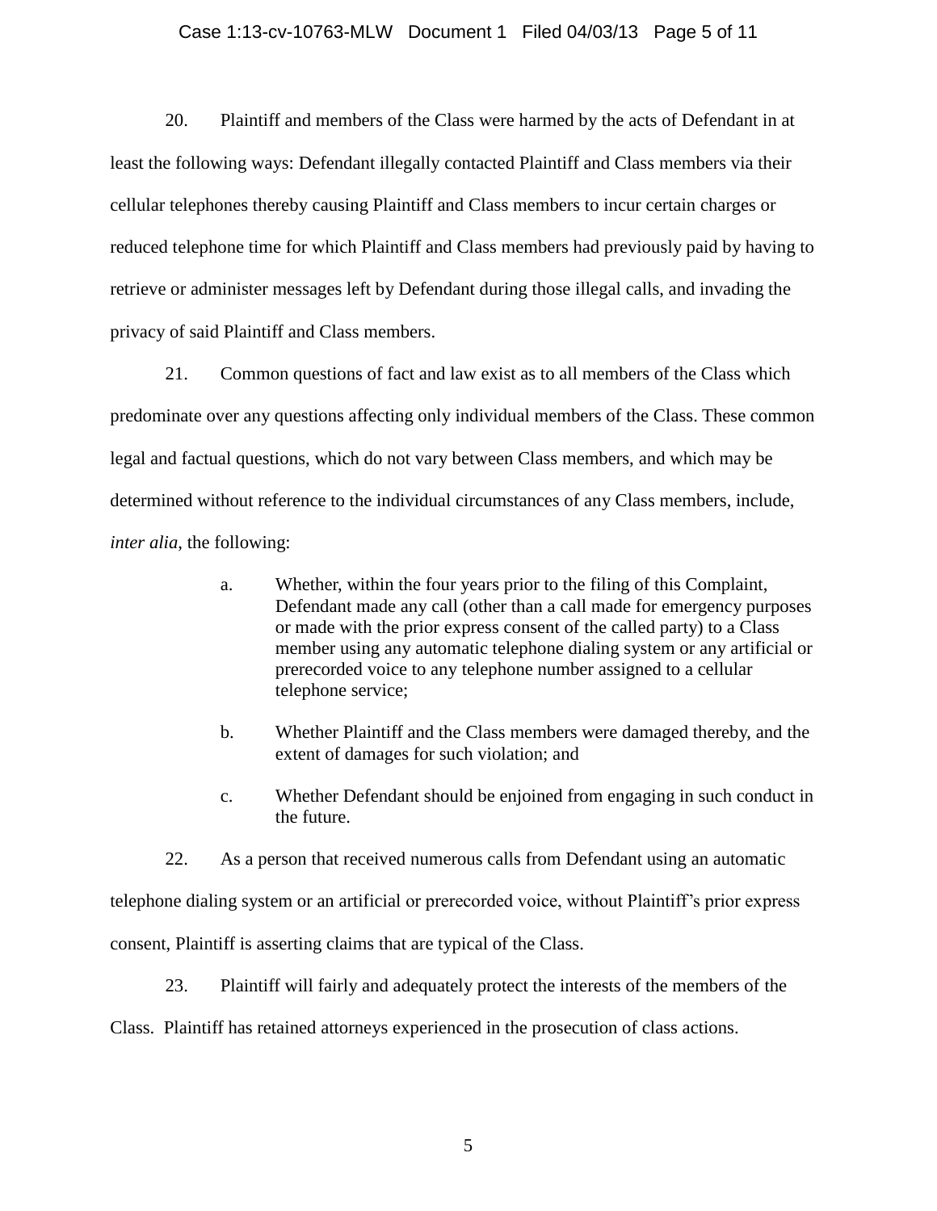20. Plaintiff and members of the Class were harmed by the acts of Defendant in at least the following ways: Defendant illegally contacted Plaintiff and Class members via their cellular telephones thereby causing Plaintiff and Class members to incur certain charges or reduced telephone time for which Plaintiff and Class members had previously paid by having to retrieve or administer messages left by Defendant during those illegal calls, and invading the privacy of said Plaintiff and Class members.

21. Common questions of fact and law exist as to all members of the Class which predominate over any questions affecting only individual members of the Class. These common legal and factual questions, which do not vary between Class members, and which may be determined without reference to the individual circumstances of any Class members, include, *inter alia*, the following:

> a. Whether, within the four years prior to the filing of this Complaint, Defendant made any call (other than a call made for emergency purposes or made with the prior express consent of the called party) to a Class member using any automatic telephone dialing system or any artificial or prerecorded voice to any telephone number assigned to a cellular telephone service;
>
> b. Whether Plaintiff and the Class members were damaged thereby, and the extent of damages for such violation; and
>
> c. Whether Defendant should be enjoined from engaging in such conduct in the future.

22. As a person that received numerous calls from Defendant using an automatic telephone dialing system or an artificial or prerecorded voice, without Plaintiff's prior express consent, Plaintiff is asserting claims that are typical of the Class.

23. Plaintiff will fairly and adequately protect the interests of the members of the Class. Plaintiff has retained attorneys experienced in the prosecution of class actions.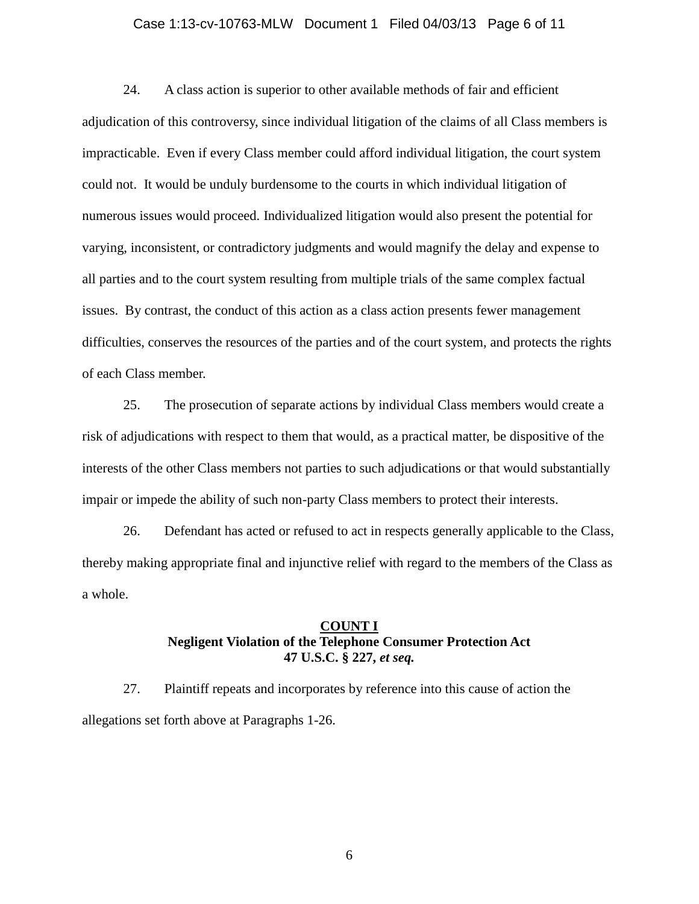24. A class action is superior to other available methods of fair and efficient adjudication of this controversy, since individual litigation of the claims of all Class members is impracticable. Even if every Class member could afford individual litigation, the court system could not. It would be unduly burdensome to the courts in which individual litigation of numerous issues would proceed. Individualized litigation would also present the potential for varying, inconsistent, or contradictory judgments and would magnify the delay and expense to all parties and to the court system resulting from multiple trials of the same complex factual issues. By contrast, the conduct of this action as a class action presents fewer management difficulties, conserves the resources of the parties and of the court system, and protects the rights of each Class member.

25. The prosecution of separate actions by individual Class members would create a risk of adjudications with respect to them that would, as a practical matter, be dispositive of the interests of the other Class members not parties to such adjudications or that would substantially impair or impede the ability of such non-party Class members to protect their interests.

26. Defendant has acted or refused to act in respects generally applicable to the Class, thereby making appropriate final and injunctive relief with regard to the members of the Class as a whole.

**COUNT I**
**Negligent Violation of the Telephone Consumer Protection Act**
**47 U.S.C. § 227, *et seq.***

27. Plaintiff repeats and incorporates by reference into this cause of action the allegations set forth above at Paragraphs 1-26.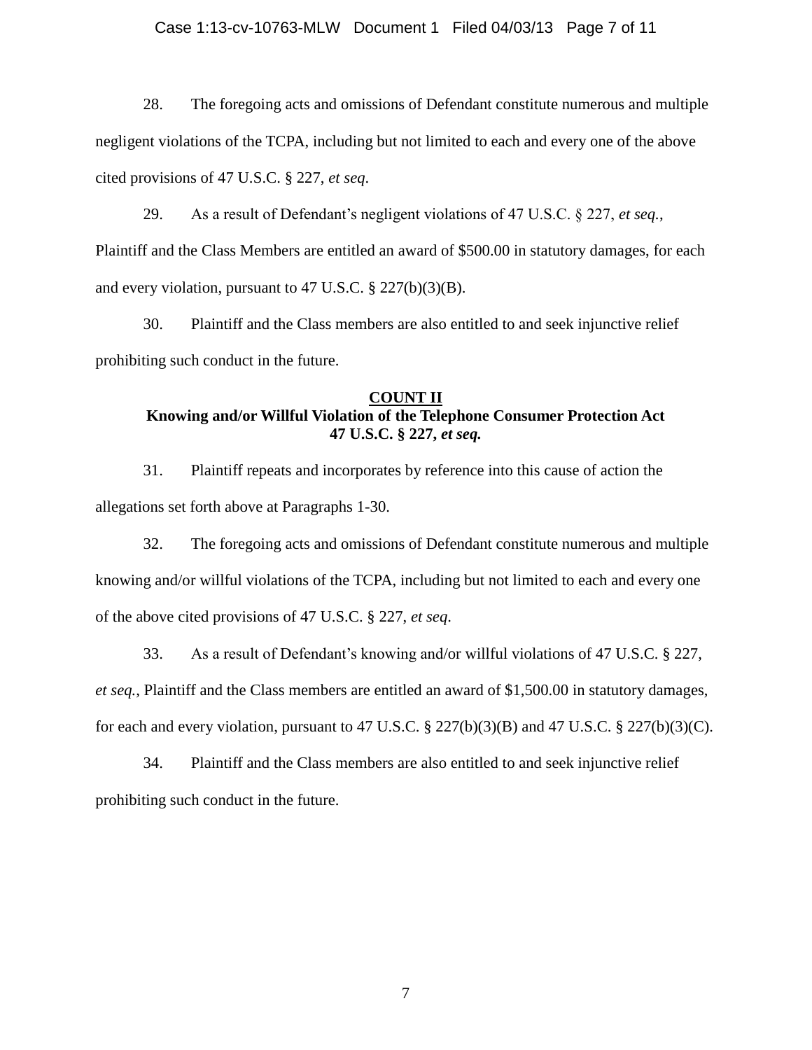28. The foregoing acts and omissions of Defendant constitute numerous and multiple negligent violations of the TCPA, including but not limited to each and every one of the above cited provisions of 47 U.S.C. § 227, *et seq*.

29. As a result of Defendant's negligent violations of 47 U.S.C. § 227, *et seq.*, Plaintiff and the Class Members are entitled an award of $500.00 in statutory damages, for each and every violation, pursuant to 47 U.S.C. § 227(b)(3)(B).

30. Plaintiff and the Class members are also entitled to and seek injunctive relief prohibiting such conduct in the future.

**COUNT II**
**Knowing and/or Willful Violation of the Telephone Consumer Protection Act**
**47 U.S.C. § 227, *et seq.***

31. Plaintiff repeats and incorporates by reference into this cause of action the allegations set forth above at Paragraphs 1-30.

32. The foregoing acts and omissions of Defendant constitute numerous and multiple knowing and/or willful violations of the TCPA, including but not limited to each and every one of the above cited provisions of 47 U.S.C. § 227, *et seq*.

33. As a result of Defendant's knowing and/or willful violations of 47 U.S.C. § 227, *et seq.*, Plaintiff and the Class members are entitled an award of $1,500.00 in statutory damages, for each and every violation, pursuant to 47 U.S.C. § 227(b)(3)(B) and 47 U.S.C. § 227(b)(3)(C).

34. Plaintiff and the Class members are also entitled to and seek injunctive relief prohibiting such conduct in the future.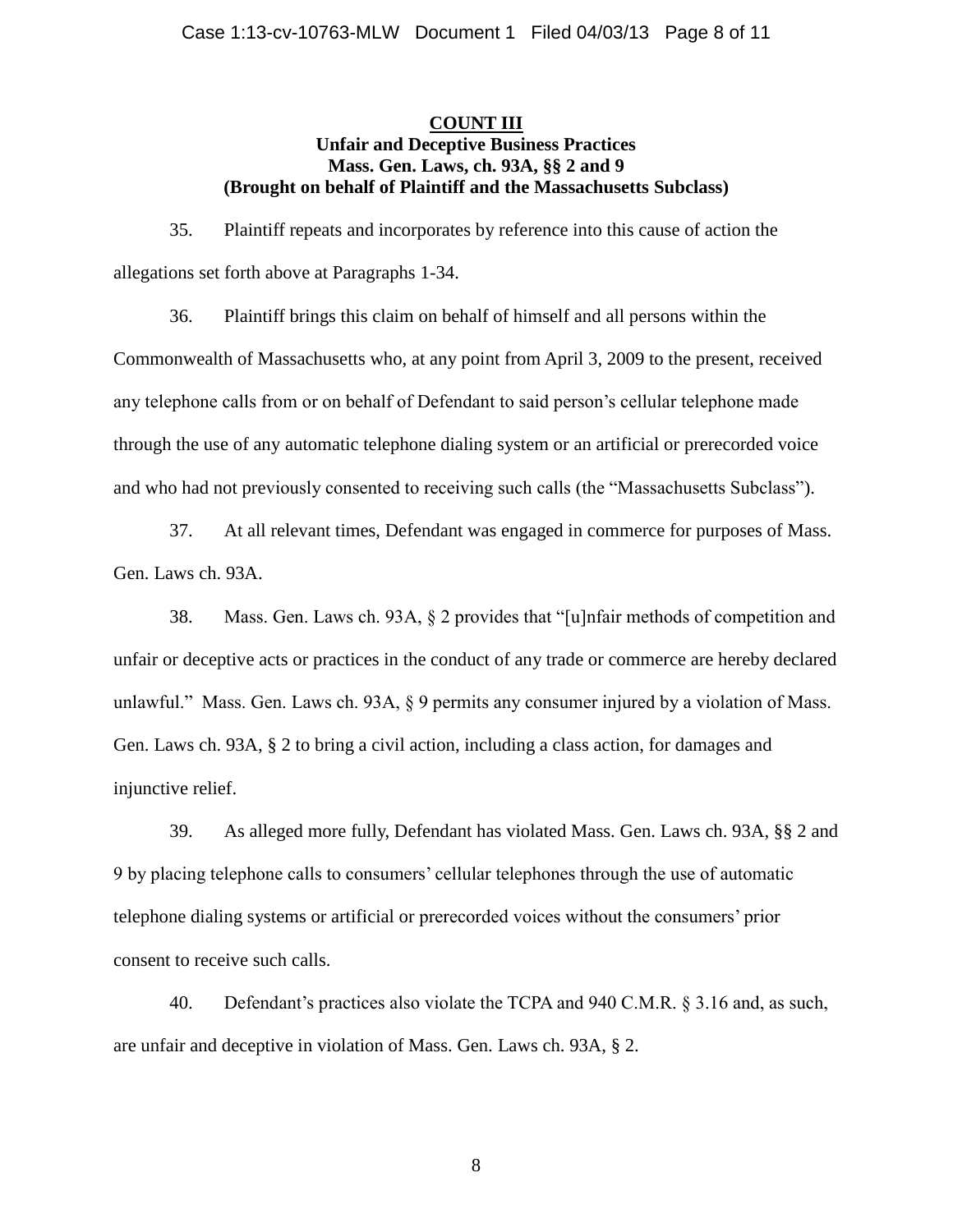**COUNT III**
**Unfair and Deceptive Business Practices**
**Mass. Gen. Laws, ch. 93A, §§ 2 and 9**
**(Brought on behalf of Plaintiff and the Massachusetts Subclass)**

35. Plaintiff repeats and incorporates by reference into this cause of action the allegations set forth above at Paragraphs 1-34.

36. Plaintiff brings this claim on behalf of himself and all persons within the Commonwealth of Massachusetts who, at any point from April 3, 2009 to the present, received any telephone calls from or on behalf of Defendant to said person's cellular telephone made through the use of any automatic telephone dialing system or an artificial or prerecorded voice and who had not previously consented to receiving such calls (the "Massachusetts Subclass").

37. At all relevant times, Defendant was engaged in commerce for purposes of Mass. Gen. Laws ch. 93A.

38. Mass. Gen. Laws ch. 93A, § 2 provides that "[u]nfair methods of competition and unfair or deceptive acts or practices in the conduct of any trade or commerce are hereby declared unlawful." Mass. Gen. Laws ch. 93A, § 9 permits any consumer injured by a violation of Mass. Gen. Laws ch. 93A, § 2 to bring a civil action, including a class action, for damages and injunctive relief.

39. As alleged more fully, Defendant has violated Mass. Gen. Laws ch. 93A, §§ 2 and 9 by placing telephone calls to consumers' cellular telephones through the use of automatic telephone dialing systems or artificial or prerecorded voices without the consumers' prior consent to receive such calls.

40. Defendant's practices also violate the TCPA and 940 C.M.R. § 3.16 and, as such, are unfair and deceptive in violation of Mass. Gen. Laws ch. 93A, § 2.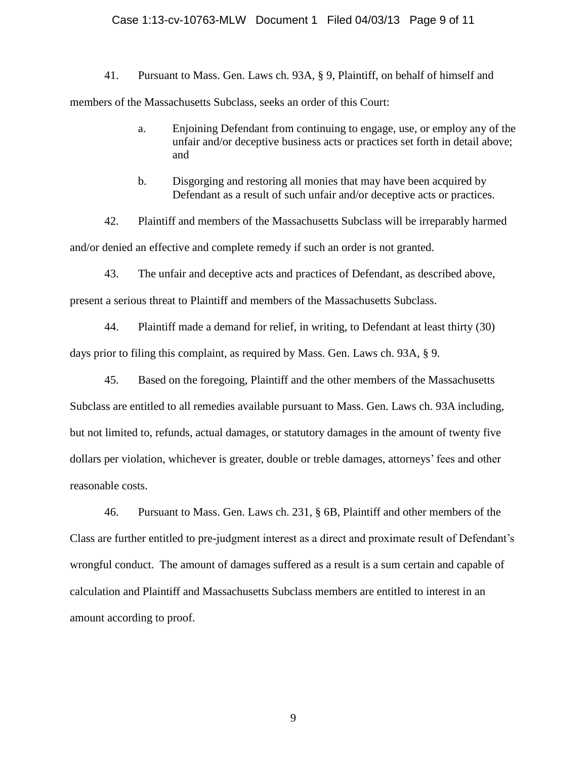41. Pursuant to Mass. Gen. Laws ch. 93A, § 9, Plaintiff, on behalf of himself and members of the Massachusetts Subclass, seeks an order of this Court:

> a. Enjoining Defendant from continuing to engage, use, or employ any of the unfair and/or deceptive business acts or practices set forth in detail above; and
>
> b. Disgorging and restoring all monies that may have been acquired by Defendant as a result of such unfair and/or deceptive acts or practices.

42. Plaintiff and members of the Massachusetts Subclass will be irreparably harmed and/or denied an effective and complete remedy if such an order is not granted.

43. The unfair and deceptive acts and practices of Defendant, as described above, present a serious threat to Plaintiff and members of the Massachusetts Subclass.

44. Plaintiff made a demand for relief, in writing, to Defendant at least thirty (30) days prior to filing this complaint, as required by Mass. Gen. Laws ch. 93A, § 9.

45. Based on the foregoing, Plaintiff and the other members of the Massachusetts Subclass are entitled to all remedies available pursuant to Mass. Gen. Laws ch. 93A including, but not limited to, refunds, actual damages, or statutory damages in the amount of twenty five dollars per violation, whichever is greater, double or treble damages, attorneys' fees and other reasonable costs.

46. Pursuant to Mass. Gen. Laws ch. 231, § 6B, Plaintiff and other members of the Class are further entitled to pre-judgment interest as a direct and proximate result of Defendant's wrongful conduct. The amount of damages suffered as a result is a sum certain and capable of calculation and Plaintiff and Massachusetts Subclass members are entitled to interest in an amount according to proof.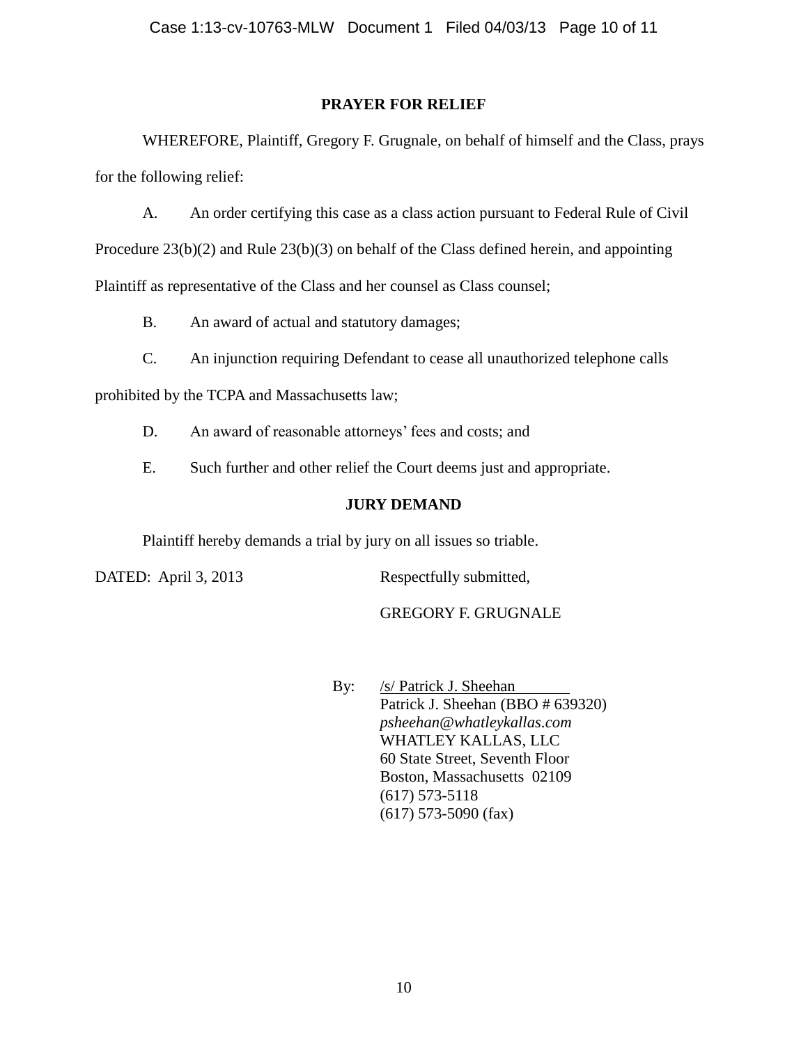## PRAYER FOR RELIEF

WHEREFORE, Plaintiff, Gregory F. Grugnale, on behalf of himself and the Class, prays for the following relief:

A. An order certifying this case as a class action pursuant to Federal Rule of Civil Procedure 23(b)(2) and Rule 23(b)(3) on behalf of the Class defined herein, and appointing Plaintiff as representative of the Class and her counsel as Class counsel;

B. An award of actual and statutory damages;

C. An injunction requiring Defendant to cease all unauthorized telephone calls prohibited by the TCPA and Massachusetts law;

D. An award of reasonable attorneys' fees and costs; and

E. Such further and other relief the Court deems just and appropriate.

## JURY DEMAND

Plaintiff hereby demands a trial by jury on all issues so triable.

DATED: April 3, 2013

Respectfully submitted,

GREGORY F. GRUGNALE

By: /s/ Patrick J. Sheehan
Patrick J. Sheehan (BBO # 639320)
*psheehan@whatleykallas.com*
WHATLEY KALLAS, LLC
60 State Street, Seventh Floor
Boston, Massachusetts 02109
(617) 573-5118
(617) 573-5090 (fax)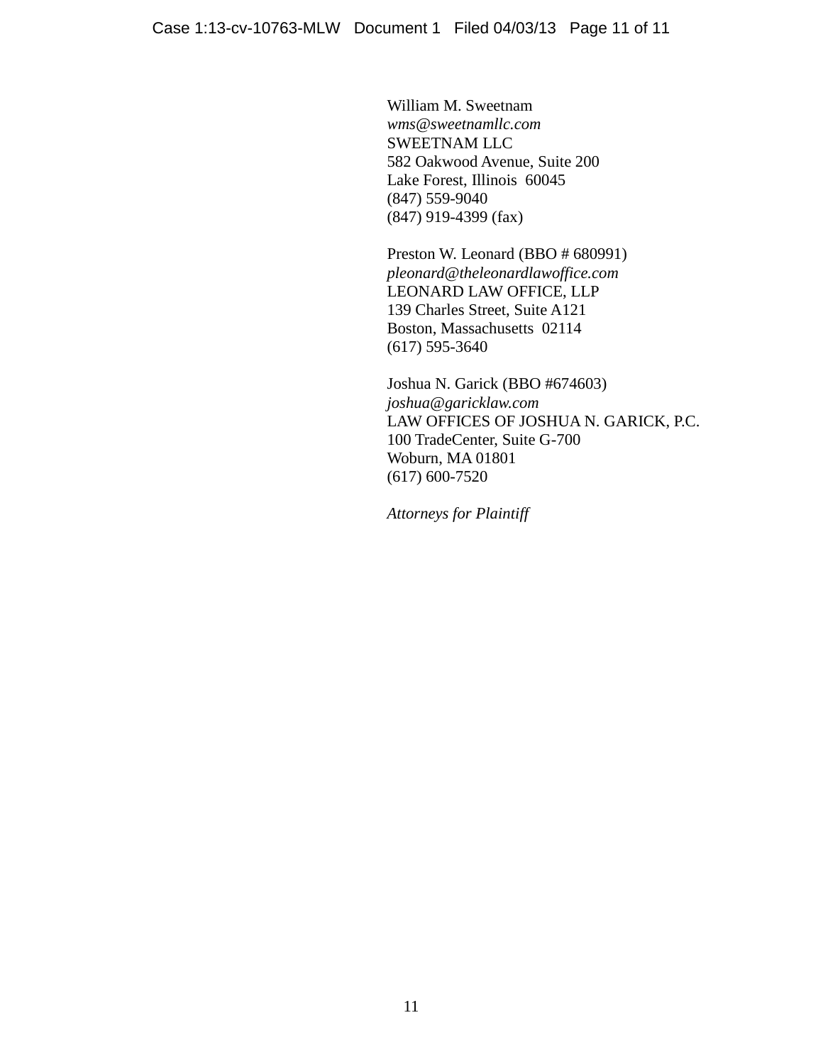William M. Sweetnam
*wms@sweetnamllc.com*
SWEETNAM LLC
582 Oakwood Avenue, Suite 200
Lake Forest, Illinois 60045
(847) 559-9040
(847) 919-4399 (fax)

Preston W. Leonard (BBO # 680991)
*pleonard@theleonardlawoffice.com*
LEONARD LAW OFFICE, LLP
139 Charles Street, Suite A121
Boston, Massachusetts 02114
(617) 595-3640

Joshua N. Garick (BBO #674603)
*joshua@garicklaw.com*
LAW OFFICES OF JOSHUA N. GARICK, P.C.
100 TradeCenter, Suite G-700
Woburn, MA 01801
(617) 600-7520

*Attorneys for Plaintiff*